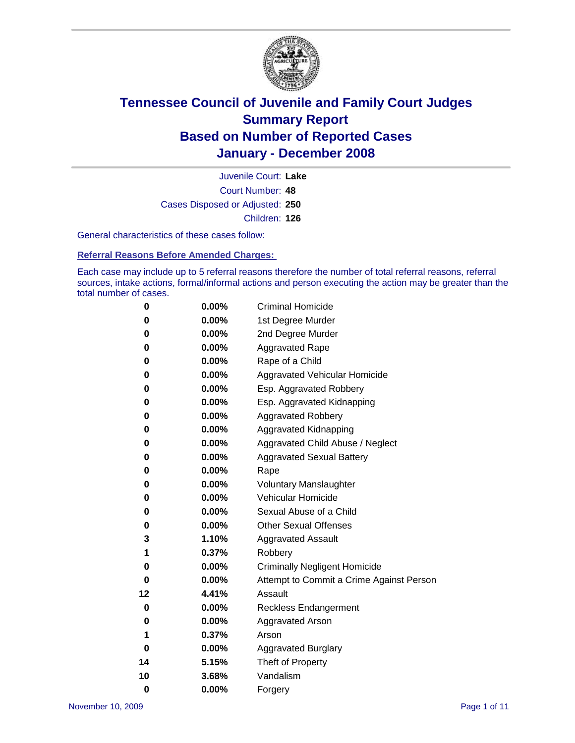# Tennessee Council of Juvenile and Family Court Judges
# Summary Report
# Based on Number of Reported Cases
# January - December 2008

Juvenile Court: **Lake**
Court Number: **48**
Cases Disposed or Adjusted: **250**
Children: **126**

General characteristics of these cases follow:

## Referral Reasons Before Amended Charges:

Each case may include up to 5 referral reasons therefore the number of total referral reasons, referral sources, intake actions, formal/informal actions and person executing the action may be greater than the total number of cases.

| | | |
|---|---|---|
| 0 | 0.00% | Criminal Homicide |
| 0 | 0.00% | 1st Degree Murder |
| 0 | 0.00% | 2nd Degree Murder |
| 0 | 0.00% | Aggravated Rape |
| 0 | 0.00% | Rape of a Child |
| 0 | 0.00% | Aggravated Vehicular Homicide |
| 0 | 0.00% | Esp. Aggravated Robbery |
| 0 | 0.00% | Esp. Aggravated Kidnapping |
| 0 | 0.00% | Aggravated Robbery |
| 0 | 0.00% | Aggravated Kidnapping |
| 0 | 0.00% | Aggravated Child Abuse / Neglect |
| 0 | 0.00% | Aggravated Sexual Battery |
| 0 | 0.00% | Rape |
| 0 | 0.00% | Voluntary Manslaughter |
| 0 | 0.00% | Vehicular Homicide |
| 0 | 0.00% | Sexual Abuse of a Child |
| 0 | 0.00% | Other Sexual Offenses |
| 3 | 1.10% | Aggravated Assault |
| 1 | 0.37% | Robbery |
| 0 | 0.00% | Criminally Negligent Homicide |
| 0 | 0.00% | Attempt to Commit a Crime Against Person |
| 12 | 4.41% | Assault |
| 0 | 0.00% | Reckless Endangerment |
| 0 | 0.00% | Aggravated Arson |
| 1 | 0.37% | Arson |
| 0 | 0.00% | Aggravated Burglary |
| 14 | 5.15% | Theft of Property |
| 10 | 3.68% | Vandalism |
| 0 | 0.00% | Forgery |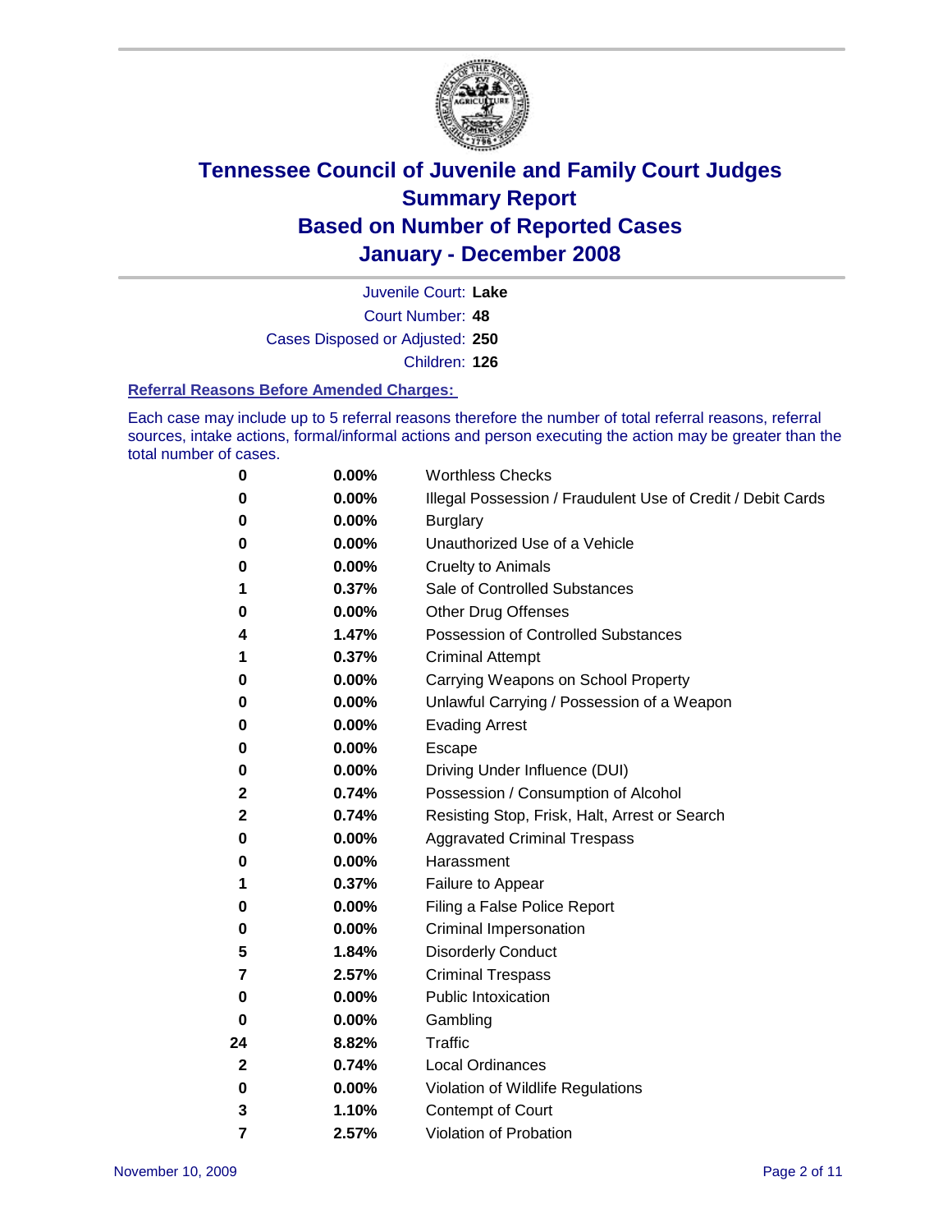# Tennessee Council of Juvenile and Family Court Judges
# Summary Report
# Based on Number of Reported Cases
# January - December 2008

Juvenile Court: **Lake**

Court Number: **48**

Cases Disposed or Adjusted: **250**

Children: **126**

### Referral Reasons Before Amended Charges:

Each case may include up to 5 referral reasons therefore the number of total referral reasons, referral sources, intake actions, formal/informal actions and person executing the action may be greater than the total number of cases.

| | | |
|---|---|---|
| 0 | 0.00% | Worthless Checks |
| 0 | 0.00% | Illegal Possession / Fraudulent Use of Credit / Debit Cards |
| 0 | 0.00% | Burglary |
| 0 | 0.00% | Unauthorized Use of a Vehicle |
| 0 | 0.00% | Cruelty to Animals |
| 1 | 0.37% | Sale of Controlled Substances |
| 0 | 0.00% | Other Drug Offenses |
| 4 | 1.47% | Possession of Controlled Substances |
| 1 | 0.37% | Criminal Attempt |
| 0 | 0.00% | Carrying Weapons on School Property |
| 0 | 0.00% | Unlawful Carrying / Possession of a Weapon |
| 0 | 0.00% | Evading Arrest |
| 0 | 0.00% | Escape |
| 0 | 0.00% | Driving Under Influence (DUI) |
| 2 | 0.74% | Possession / Consumption of Alcohol |
| 2 | 0.74% | Resisting Stop, Frisk, Halt, Arrest or Search |
| 0 | 0.00% | Aggravated Criminal Trespass |
| 0 | 0.00% | Harassment |
| 1 | 0.37% | Failure to Appear |
| 0 | 0.00% | Filing a False Police Report |
| 0 | 0.00% | Criminal Impersonation |
| 5 | 1.84% | Disorderly Conduct |
| 7 | 2.57% | Criminal Trespass |
| 0 | 0.00% | Public Intoxication |
| 0 | 0.00% | Gambling |
| 24 | 8.82% | Traffic |
| 2 | 0.74% | Local Ordinances |
| 0 | 0.00% | Violation of Wildlife Regulations |
| 3 | 1.10% | Contempt of Court |
| 7 | 2.57% | Violation of Probation |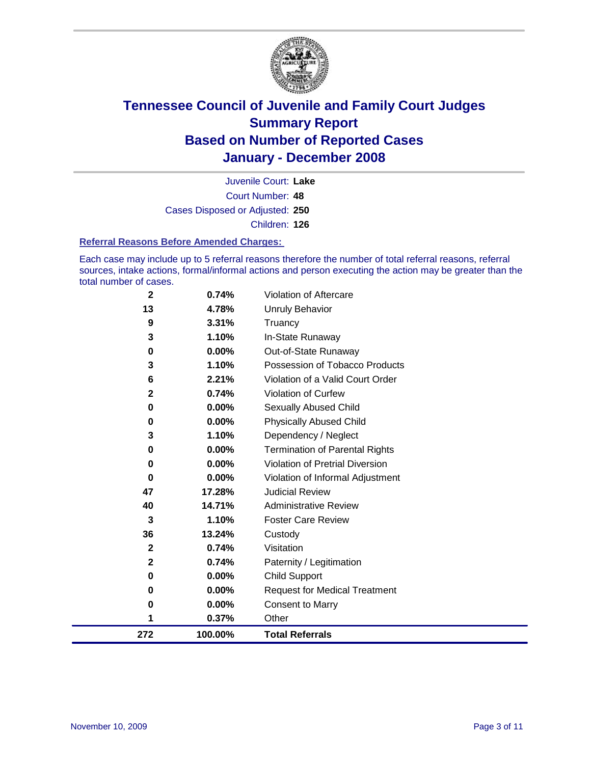# Tennessee Council of Juvenile and Family Court Judges
## Summary Report
## Based on Number of Reported Cases
## January - December 2008

Juvenile Court: **Lake**

Court Number: **48**

Cases Disposed or Adjusted: **250**

Children: **126**

### Referral Reasons Before Amended Charges:

Each case may include up to 5 referral reasons therefore the number of total referral reasons, referral sources, intake actions, formal/informal actions and person executing the action may be greater than the total number of cases.

| Count | Percent | Referral Reason |
|---|---|---|
| 2 | 0.74% | Violation of Aftercare |
| 13 | 4.78% | Unruly Behavior |
| 9 | 3.31% | Truancy |
| 3 | 1.10% | In-State Runaway |
| 0 | 0.00% | Out-of-State Runaway |
| 3 | 1.10% | Possession of Tobacco Products |
| 6 | 2.21% | Violation of a Valid Court Order |
| 2 | 0.74% | Violation of Curfew |
| 0 | 0.00% | Sexually Abused Child |
| 0 | 0.00% | Physically Abused Child |
| 3 | 1.10% | Dependency / Neglect |
| 0 | 0.00% | Termination of Parental Rights |
| 0 | 0.00% | Violation of Pretrial Diversion |
| 0 | 0.00% | Violation of Informal Adjustment |
| 47 | 17.28% | Judicial Review |
| 40 | 14.71% | Administrative Review |
| 3 | 1.10% | Foster Care Review |
| 36 | 13.24% | Custody |
| 2 | 0.74% | Visitation |
| 2 | 0.74% | Paternity / Legitimation |
| 0 | 0.00% | Child Support |
| 0 | 0.00% | Request for Medical Treatment |
| 0 | 0.00% | Consent to Marry |
| 1 | 0.37% | Other |
| **272** | **100.00%** | **Total Referrals** |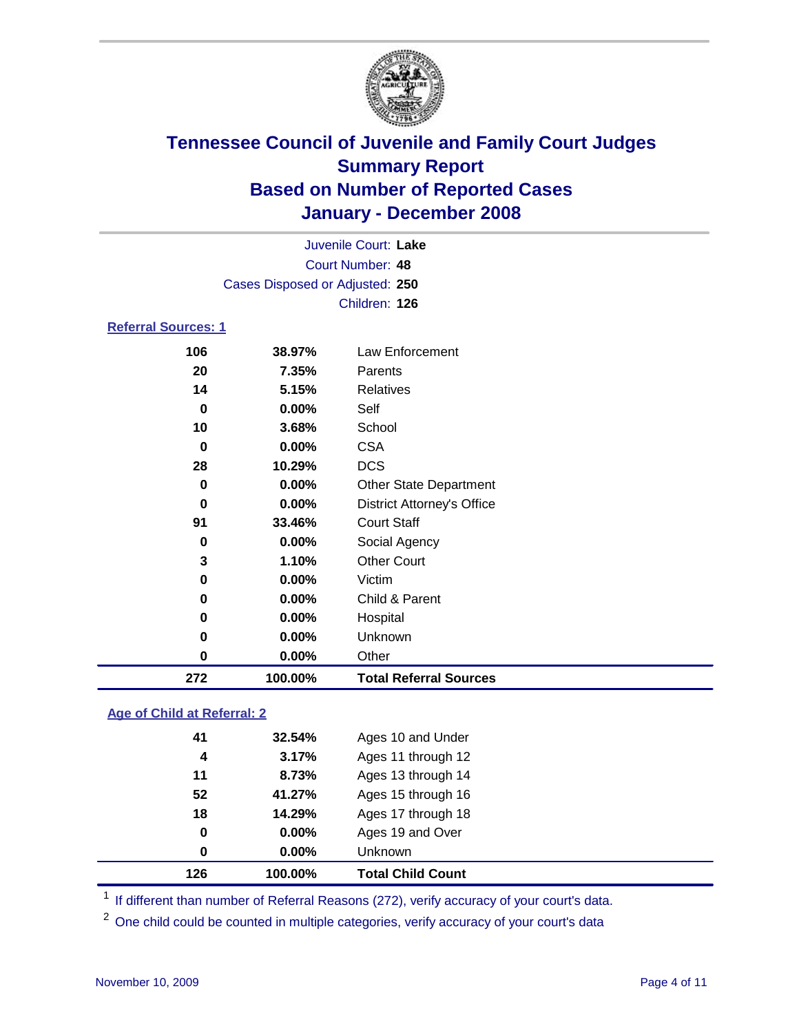# Tennessee Council of Juvenile and Family Court Judges
## Summary Report
## Based on Number of Reported Cases
## January - December 2008

Juvenile Court: **Lake**
Court Number: **48**
Cases Disposed or Adjusted: **250**
Children: **126**

### Referral Sources: 1

| Count | Percent | Source |
|---|---|---|
| 106 | 38.97% | Law Enforcement |
| 20 | 7.35% | Parents |
| 14 | 5.15% | Relatives |
| 0 | 0.00% | Self |
| 10 | 3.68% | School |
| 0 | 0.00% | CSA |
| 28 | 10.29% | DCS |
| 0 | 0.00% | Other State Department |
| 0 | 0.00% | District Attorney's Office |
| 91 | 33.46% | Court Staff |
| 0 | 0.00% | Social Agency |
| 3 | 1.10% | Other Court |
| 0 | 0.00% | Victim |
| 0 | 0.00% | Child & Parent |
| 0 | 0.00% | Hospital |
| 0 | 0.00% | Unknown |
| 0 | 0.00% | Other |
| **272** | **100.00%** | **Total Referral Sources** |

### Age of Child at Referral: 2

| Count | Percent | Age |
|---|---|---|
| 41 | 32.54% | Ages 10 and Under |
| 4 | 3.17% | Ages 11 through 12 |
| 11 | 8.73% | Ages 13 through 14 |
| 52 | 41.27% | Ages 15 through 16 |
| 18 | 14.29% | Ages 17 through 18 |
| 0 | 0.00% | Ages 19 and Over |
| 0 | 0.00% | Unknown |
| **126** | **100.00%** | **Total Child Count** |

[1] If different than number of Referral Reasons (272), verify accuracy of your court's data.

[2] One child could be counted in multiple categories, verify accuracy of your court's data

November 10, 2009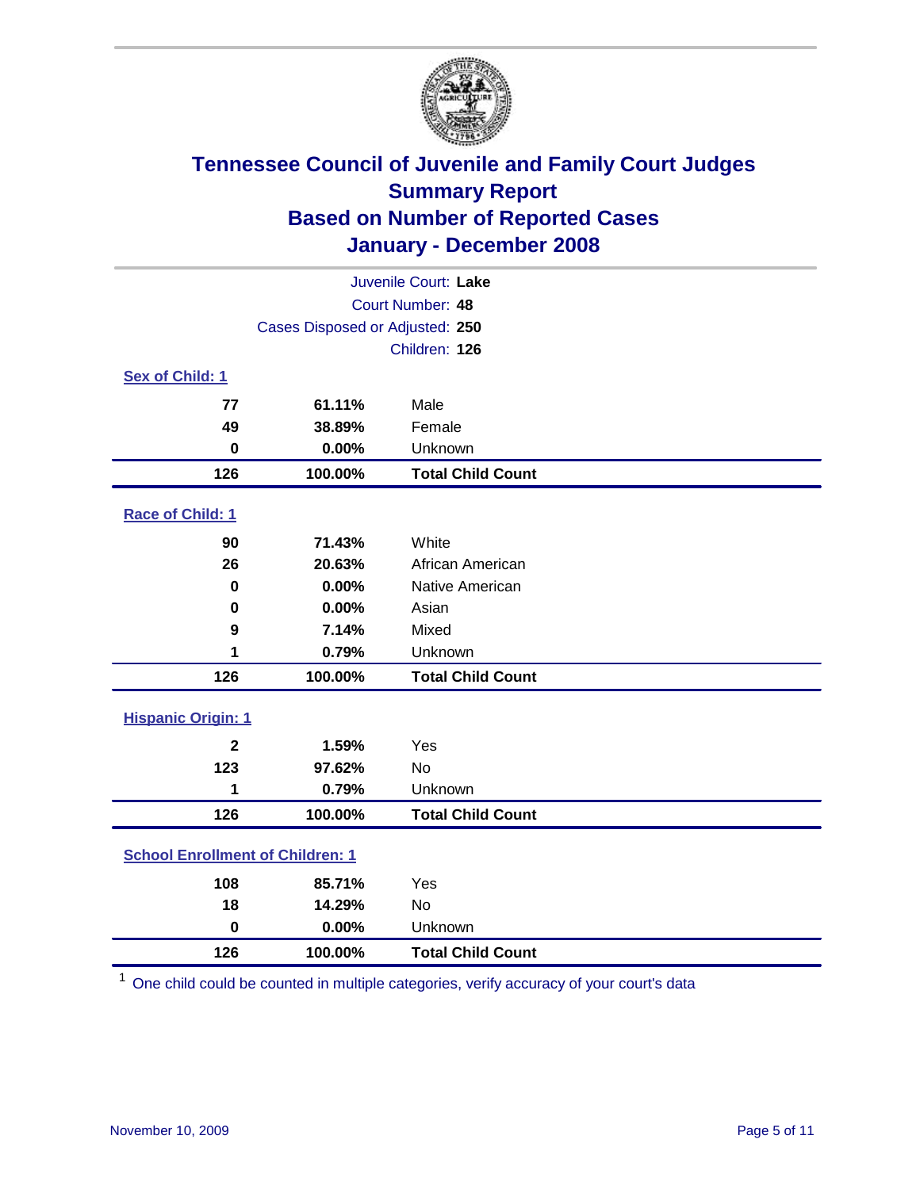# Tennessee Council of Juvenile and Family Court Judges
## Summary Report
## Based on Number of Reported Cases
## January - December 2008

Juvenile Court: **Lake**
Court Number: **48**
Cases Disposed or Adjusted: **250**
Children: **126**

**Sex of Child: 1**

| Count | Percent | Category |
|---|---|---|
| 77 | 61.11% | Male |
| 49 | 38.89% | Female |
| 0 | 0.00% | Unknown |
| **126** | **100.00%** | **Total Child Count** |

**Race of Child: 1**

| Count | Percent | Category |
|---|---|---|
| 90 | 71.43% | White |
| 26 | 20.63% | African American |
| 0 | 0.00% | Native American |
| 0 | 0.00% | Asian |
| 9 | 7.14% | Mixed |
| 1 | 0.79% | Unknown |
| **126** | **100.00%** | **Total Child Count** |

**Hispanic Origin: 1**

| Count | Percent | Category |
|---|---|---|
| 2 | 1.59% | Yes |
| 123 | 97.62% | No |
| 1 | 0.79% | Unknown |
| **126** | **100.00%** | **Total Child Count** |

**School Enrollment of Children: 1**

| Count | Percent | Category |
|---|---|---|
| 108 | 85.71% | Yes |
| 18 | 14.29% | No |
| 0 | 0.00% | Unknown |
| **126** | **100.00%** | **Total Child Count** |

[1] One child could be counted in multiple categories, verify accuracy of your court's data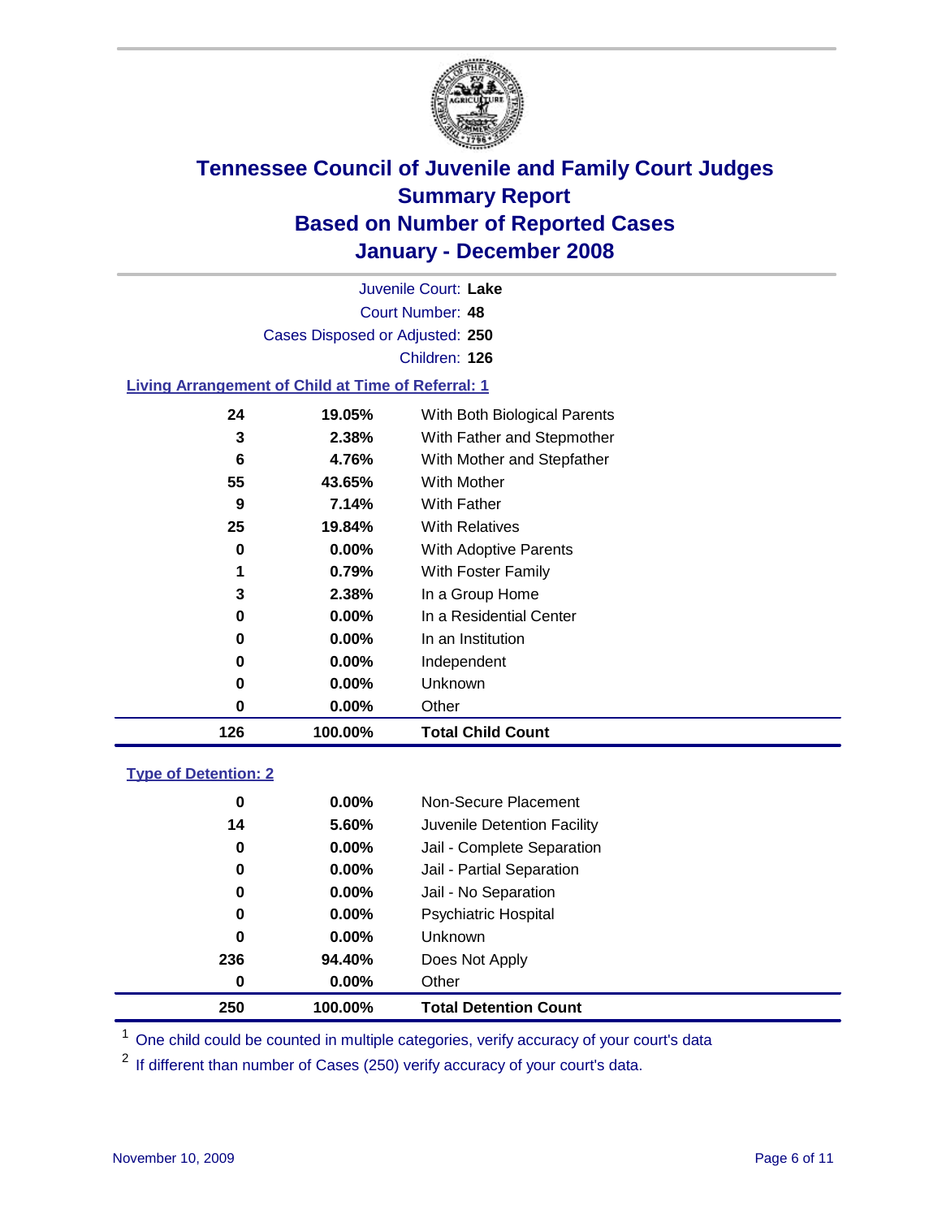# Tennessee Council of Juvenile and Family Court Judges
## Summary Report
## Based on Number of Reported Cases
## January - December 2008

Juvenile Court: **Lake**
Court Number: **48**
Cases Disposed or Adjusted: **250**
Children: **126**

### Living Arrangement of Child at Time of Referral: 1

| Count | Percent | Category |
|---|---|---|
| 24 | 19.05% | With Both Biological Parents |
| 3 | 2.38% | With Father and Stepmother |
| 6 | 4.76% | With Mother and Stepfather |
| 55 | 43.65% | With Mother |
| 9 | 7.14% | With Father |
| 25 | 19.84% | With Relatives |
| 0 | 0.00% | With Adoptive Parents |
| 1 | 0.79% | With Foster Family |
| 3 | 2.38% | In a Group Home |
| 0 | 0.00% | In a Residential Center |
| 0 | 0.00% | In an Institution |
| 0 | 0.00% | Independent |
| 0 | 0.00% | Unknown |
| 0 | 0.00% | Other |
| **126** | **100.00%** | **Total Child Count** |

### Type of Detention: 2

| Count | Percent | Category |
|---|---|---|
| 0 | 0.00% | Non-Secure Placement |
| 14 | 5.60% | Juvenile Detention Facility |
| 0 | 0.00% | Jail - Complete Separation |
| 0 | 0.00% | Jail - Partial Separation |
| 0 | 0.00% | Jail - No Separation |
| 0 | 0.00% | Psychiatric Hospital |
| 0 | 0.00% | Unknown |
| 236 | 94.40% | Does Not Apply |
| 0 | 0.00% | Other |
| **250** | **100.00%** | **Total Detention Count** |

[1] One child could be counted in multiple categories, verify accuracy of your court's data

[2] If different than number of Cases (250) verify accuracy of your court's data.

November 10, 2009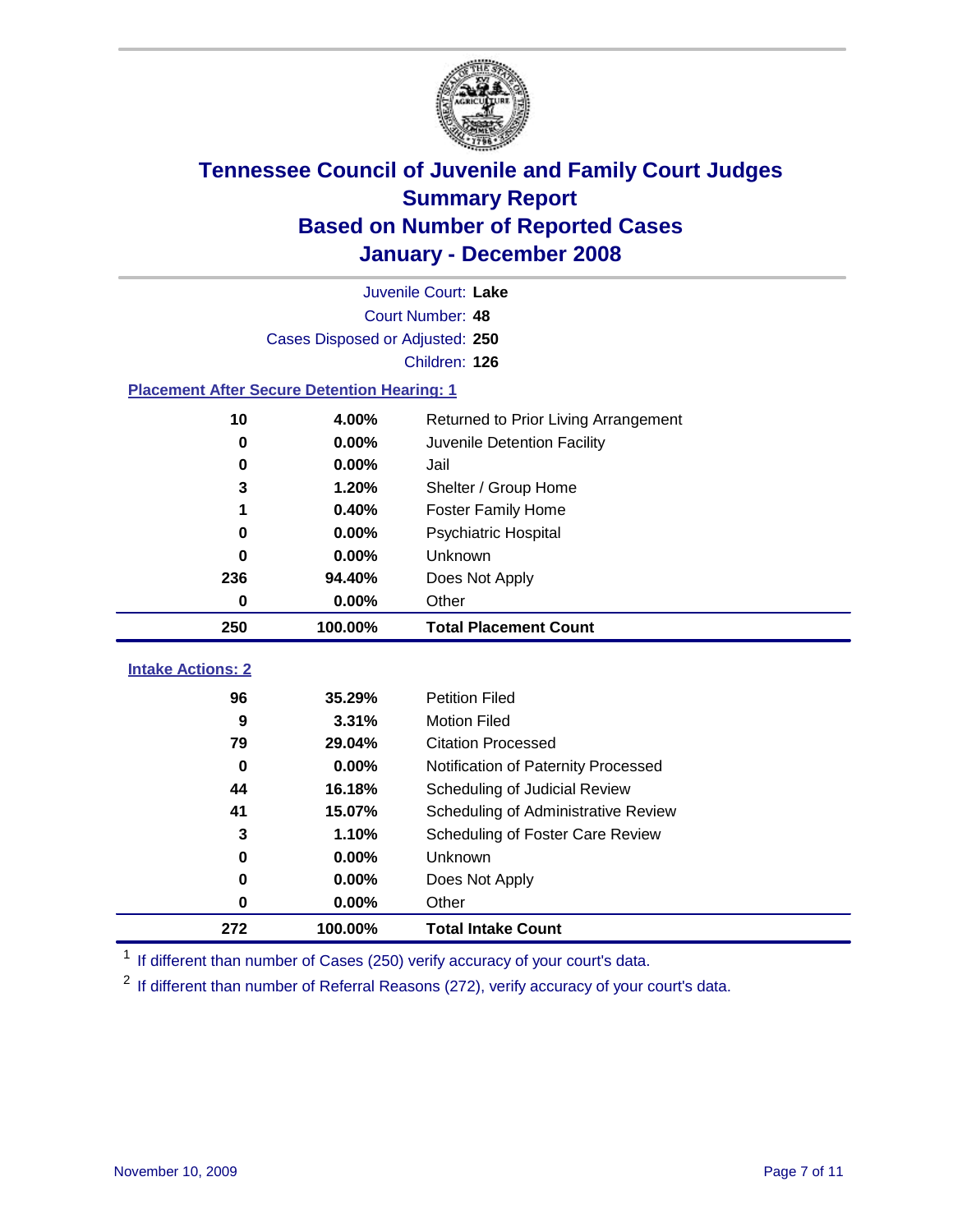# Tennessee Council of Juvenile and Family Court Judges
## Summary Report
## Based on Number of Reported Cases
## January - December 2008

Juvenile Court: **Lake**
Court Number: **48**
Cases Disposed or Adjusted: **250**
Children: **126**

### Placement After Secure Detention Hearing: 1

| | | |
|---|---|---|
| 10 | 4.00% | Returned to Prior Living Arrangement |
| 0 | 0.00% | Juvenile Detention Facility |
| 0 | 0.00% | Jail |
| 3 | 1.20% | Shelter / Group Home |
| 1 | 0.40% | Foster Family Home |
| 0 | 0.00% | Psychiatric Hospital |
| 0 | 0.00% | Unknown |
| 236 | 94.40% | Does Not Apply |
| 0 | 0.00% | Other |
| **250** | **100.00%** | **Total Placement Count** |

### Intake Actions: 2

| | | |
|---|---|---|
| 96 | 35.29% | Petition Filed |
| 9 | 3.31% | Motion Filed |
| 79 | 29.04% | Citation Processed |
| 0 | 0.00% | Notification of Paternity Processed |
| 44 | 16.18% | Scheduling of Judicial Review |
| 41 | 15.07% | Scheduling of Administrative Review |
| 3 | 1.10% | Scheduling of Foster Care Review |
| 0 | 0.00% | Unknown |
| 0 | 0.00% | Does Not Apply |
| 0 | 0.00% | Other |
| **272** | **100.00%** | **Total Intake Count** |

[1] If different than number of Cases (250) verify accuracy of your court's data.

[2] If different than number of Referral Reasons (272), verify accuracy of your court's data.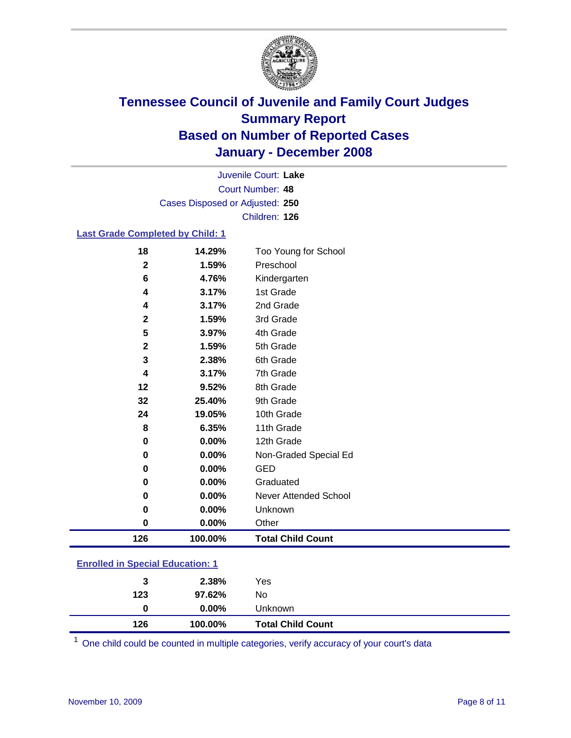# Tennessee Council of Juvenile and Family Court Judges
## Summary Report
## Based on Number of Reported Cases
## January - December 2008

Juvenile Court: **Lake**
Court Number: **48**
Cases Disposed or Adjusted: **250**
Children: **126**

### Last Grade Completed by Child: 1

| Count | Percent | Category |
|---|---|---|
| 18 | 14.29% | Too Young for School |
| 2 | 1.59% | Preschool |
| 6 | 4.76% | Kindergarten |
| 4 | 3.17% | 1st Grade |
| 4 | 3.17% | 2nd Grade |
| 2 | 1.59% | 3rd Grade |
| 5 | 3.97% | 4th Grade |
| 2 | 1.59% | 5th Grade |
| 3 | 2.38% | 6th Grade |
| 4 | 3.17% | 7th Grade |
| 12 | 9.52% | 8th Grade |
| 32 | 25.40% | 9th Grade |
| 24 | 19.05% | 10th Grade |
| 8 | 6.35% | 11th Grade |
| 0 | 0.00% | 12th Grade |
| 0 | 0.00% | Non-Graded Special Ed |
| 0 | 0.00% | GED |
| 0 | 0.00% | Graduated |
| 0 | 0.00% | Never Attended School |
| 0 | 0.00% | Unknown |
| 0 | 0.00% | Other |
| **126** | **100.00%** | **Total Child Count** |

### Enrolled in Special Education: 1

| Count | Percent | Category |
|---|---|---|
| 3 | 2.38% | Yes |
| 123 | 97.62% | No |
| 0 | 0.00% | Unknown |
| **126** | **100.00%** | **Total Child Count** |

[1] One child could be counted in multiple categories, verify accuracy of your court's data

November 10, 2009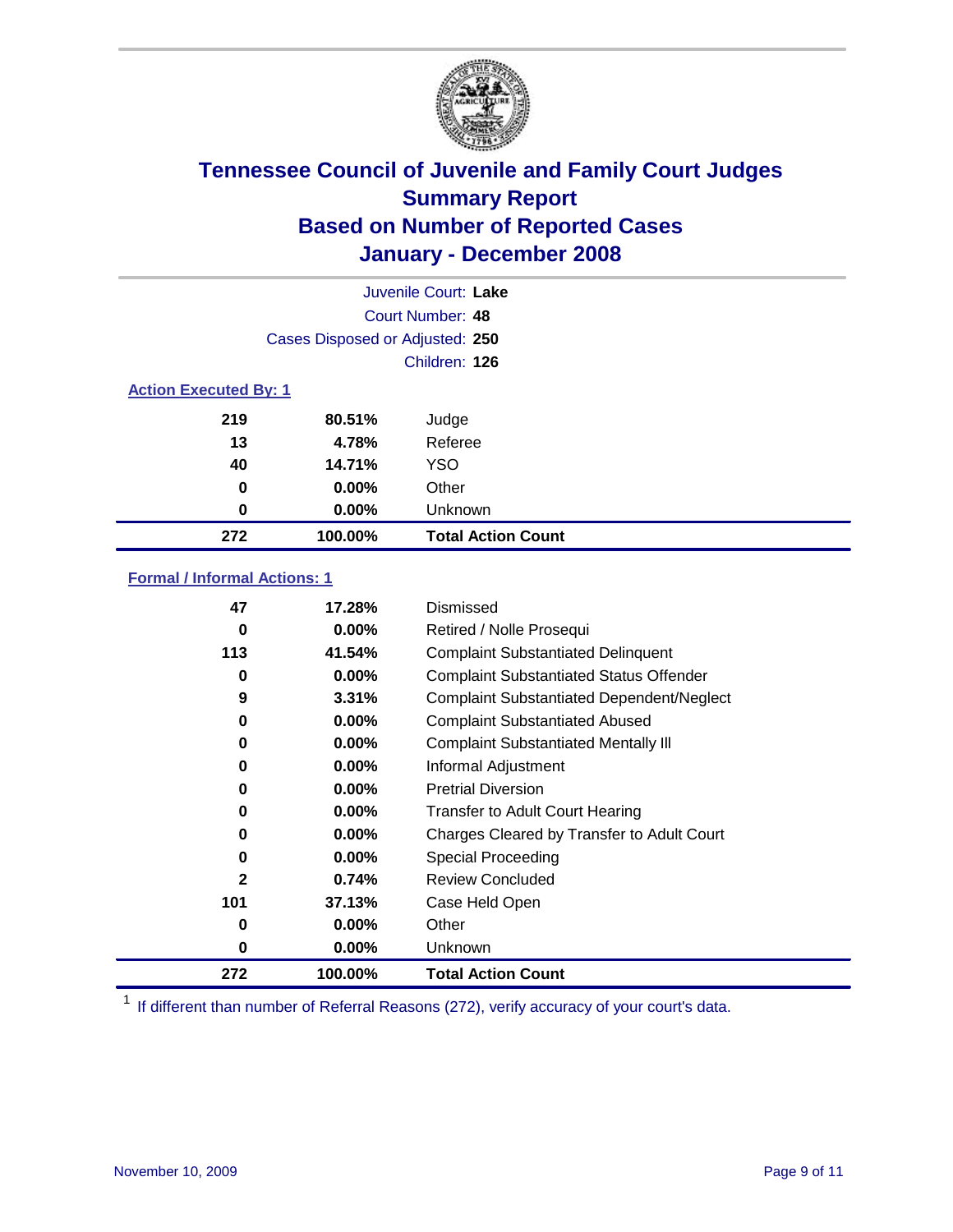# Tennessee Council of Juvenile and Family Court Judges
## Summary Report
## Based on Number of Reported Cases
## January - December 2008

Juvenile Court: **Lake**
Court Number: **48**
Cases Disposed or Adjusted: **250**
Children: **126**

### Action Executed By: 1

| | | |
|---|---|---|
| 219 | 80.51% | Judge |
| 13 | 4.78% | Referee |
| 40 | 14.71% | YSO |
| 0 | 0.00% | Other |
| 0 | 0.00% | Unknown |
| **272** | **100.00%** | **Total Action Count** |

### Formal / Informal Actions: 1

| | | |
|---|---|---|
| 47 | 17.28% | Dismissed |
| 0 | 0.00% | Retired / Nolle Prosequi |
| 113 | 41.54% | Complaint Substantiated Delinquent |
| 0 | 0.00% | Complaint Substantiated Status Offender |
| 9 | 3.31% | Complaint Substantiated Dependent/Neglect |
| 0 | 0.00% | Complaint Substantiated Abused |
| 0 | 0.00% | Complaint Substantiated Mentally Ill |
| 0 | 0.00% | Informal Adjustment |
| 0 | 0.00% | Pretrial Diversion |
| 0 | 0.00% | Transfer to Adult Court Hearing |
| 0 | 0.00% | Charges Cleared by Transfer to Adult Court |
| 0 | 0.00% | Special Proceeding |
| 2 | 0.74% | Review Concluded |
| 101 | 37.13% | Case Held Open |
| 0 | 0.00% | Other |
| 0 | 0.00% | Unknown |
| **272** | **100.00%** | **Total Action Count** |

[1] If different than number of Referral Reasons (272), verify accuracy of your court's data.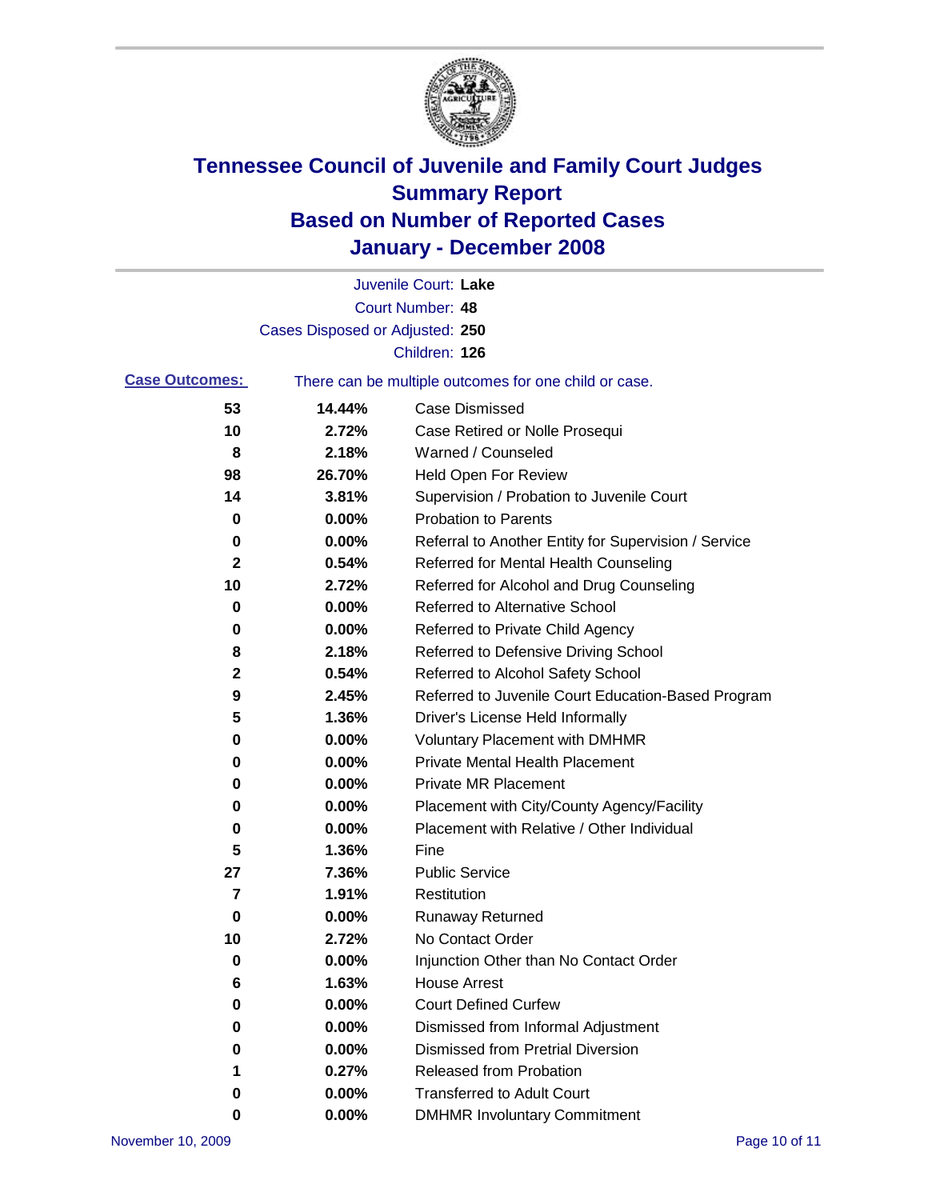# Tennessee Council of Juvenile and Family Court Judges Summary Report Based on Number of Reported Cases January - December 2008

Juvenile Court: **Lake**

Court Number: **48**

Cases Disposed or Adjusted: **250**

Children: **126**

**Case Outcomes:** There can be multiple outcomes for one child or case.

| Count | Percent | Outcome |
|---|---|---|
| 53 | 14.44% | Case Dismissed |
| 10 | 2.72% | Case Retired or Nolle Prosequi |
| 8 | 2.18% | Warned / Counseled |
| 98 | 26.70% | Held Open For Review |
| 14 | 3.81% | Supervision / Probation to Juvenile Court |
| 0 | 0.00% | Probation to Parents |
| 0 | 0.00% | Referral to Another Entity for Supervision / Service |
| 2 | 0.54% | Referred for Mental Health Counseling |
| 10 | 2.72% | Referred for Alcohol and Drug Counseling |
| 0 | 0.00% | Referred to Alternative School |
| 0 | 0.00% | Referred to Private Child Agency |
| 8 | 2.18% | Referred to Defensive Driving School |
| 2 | 0.54% | Referred to Alcohol Safety School |
| 9 | 2.45% | Referred to Juvenile Court Education-Based Program |
| 5 | 1.36% | Driver's License Held Informally |
| 0 | 0.00% | Voluntary Placement with DMHMR |
| 0 | 0.00% | Private Mental Health Placement |
| 0 | 0.00% | Private MR Placement |
| 0 | 0.00% | Placement with City/County Agency/Facility |
| 0 | 0.00% | Placement with Relative / Other Individual |
| 5 | 1.36% | Fine |
| 27 | 7.36% | Public Service |
| 7 | 1.91% | Restitution |
| 0 | 0.00% | Runaway Returned |
| 10 | 2.72% | No Contact Order |
| 0 | 0.00% | Injunction Other than No Contact Order |
| 6 | 1.63% | House Arrest |
| 0 | 0.00% | Court Defined Curfew |
| 0 | 0.00% | Dismissed from Informal Adjustment |
| 0 | 0.00% | Dismissed from Pretrial Diversion |
| 1 | 0.27% | Released from Probation |
| 0 | 0.00% | Transferred to Adult Court |
| 0 | 0.00% | DMHMR Involuntary Commitment |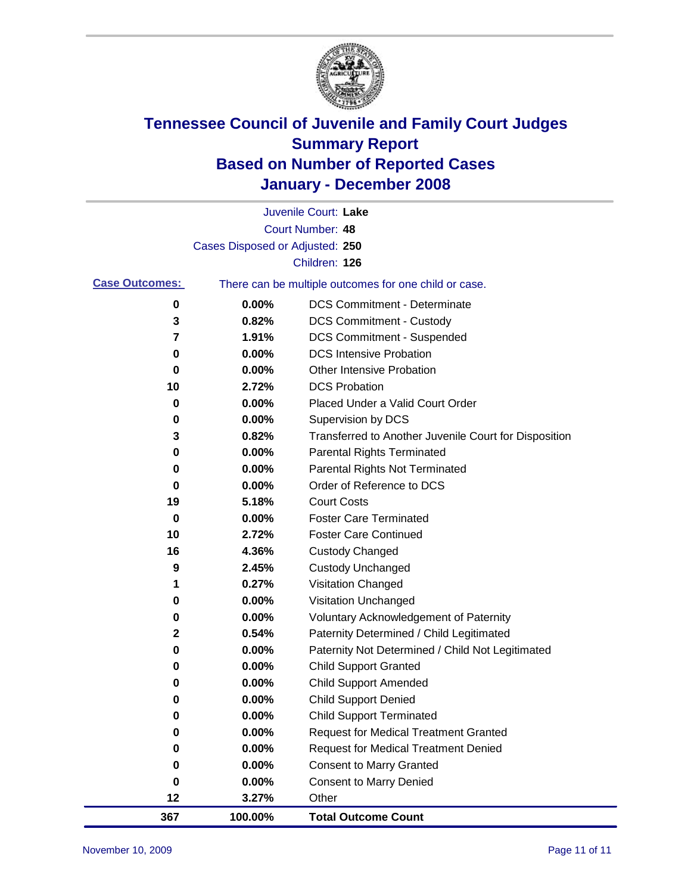# Tennessee Council of Juvenile and Family Court Judges
## Summary Report
## Based on Number of Reported Cases
## January - December 2008

Juvenile Court: **Lake**
Court Number: **48**
Cases Disposed or Adjusted: **250**
Children: **126**

**Case Outcomes:** There can be multiple outcomes for one child or case.

| | | |
|---|---|---|
| **0** | **0.00%** | DCS Commitment - Determinate |
| **3** | **0.82%** | DCS Commitment - Custody |
| **7** | **1.91%** | DCS Commitment - Suspended |
| **0** | **0.00%** | DCS Intensive Probation |
| **0** | **0.00%** | Other Intensive Probation |
| **10** | **2.72%** | DCS Probation |
| **0** | **0.00%** | Placed Under a Valid Court Order |
| **0** | **0.00%** | Supervision by DCS |
| **3** | **0.82%** | Transferred to Another Juvenile Court for Disposition |
| **0** | **0.00%** | Parental Rights Terminated |
| **0** | **0.00%** | Parental Rights Not Terminated |
| **0** | **0.00%** | Order of Reference to DCS |
| **19** | **5.18%** | Court Costs |
| **0** | **0.00%** | Foster Care Terminated |
| **10** | **2.72%** | Foster Care Continued |
| **16** | **4.36%** | Custody Changed |
| **9** | **2.45%** | Custody Unchanged |
| **1** | **0.27%** | Visitation Changed |
| **0** | **0.00%** | Visitation Unchanged |
| **0** | **0.00%** | Voluntary Acknowledgement of Paternity |
| **2** | **0.54%** | Paternity Determined / Child Legitimated |
| **0** | **0.00%** | Paternity Not Determined / Child Not Legitimated |
| **0** | **0.00%** | Child Support Granted |
| **0** | **0.00%** | Child Support Amended |
| **0** | **0.00%** | Child Support Denied |
| **0** | **0.00%** | Child Support Terminated |
| **0** | **0.00%** | Request for Medical Treatment Granted |
| **0** | **0.00%** | Request for Medical Treatment Denied |
| **0** | **0.00%** | Consent to Marry Granted |
| **0** | **0.00%** | Consent to Marry Denied |
| **12** | **3.27%** | Other |
| **367** | **100.00%** | **Total Outcome Count** |

November 10, 2009